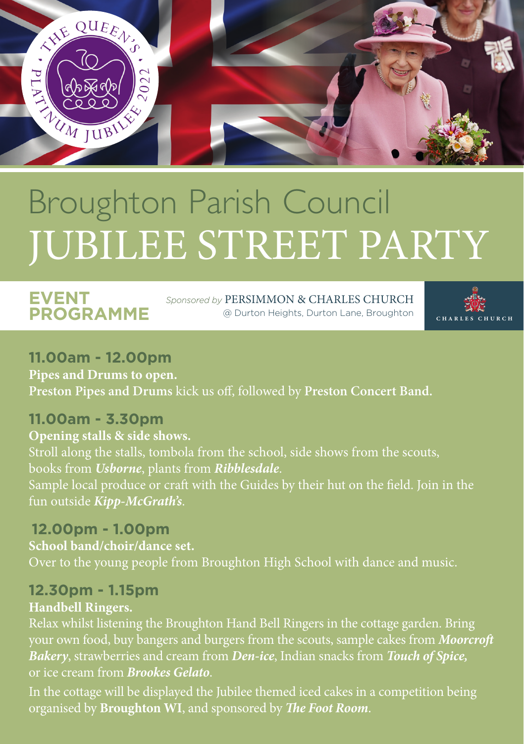# Broughton Parish Council
# JUBILEE STREET PARTY

## EVENT PROGRAMME

*Sponsored by* PERSIMMON & CHARLES CHURCH
@ Durton Heights, Durton Lane, Broughton

CHARLES CHURCH

### 11.00am - 12.00pm

**Pipes and Drums to open.**

**Preston Pipes and Drums** kick us off, followed by **Preston Concert Band.**

### 11.00am - 3.30pm

**Opening stalls & side shows.**

Stroll along the stalls, tombola from the school, side shows from the scouts, books from ***Usborne***, plants from ***Ribblesdale***.

Sample local produce or craft with the Guides by their hut on the field. Join in the fun outside ***Kipp-McGrath's***.

### 12.00pm - 1.00pm

**School band/choir/dance set.**

Over to the young people from Broughton High School with dance and music.

### 12.30pm - 1.15pm

**Handbell Ringers.**

Relax whilst listening the Broughton Hand Bell Ringers in the cottage garden. Bring your own food, buy bangers and burgers from the scouts, sample cakes from ***Moorcroft Bakery***, strawberries and cream from ***Den-ice***, Indian snacks from ***Touch of Spice,*** or ice cream from ***Brookes Gelato***.

In the cottage will be displayed the Jubilee themed iced cakes in a competition being organised by **Broughton WI**, and sponsored by ***The Foot Room***.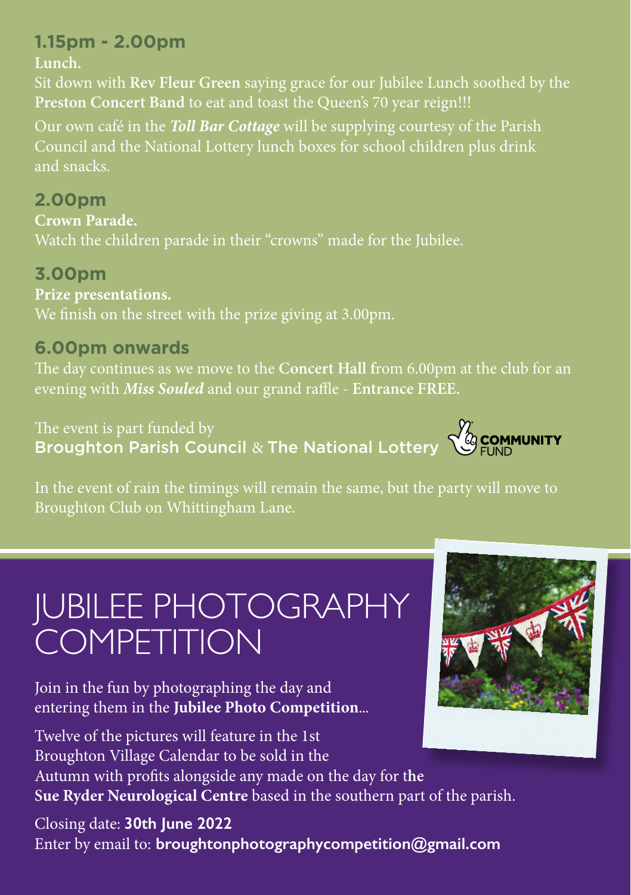## 1.15pm - 2.00pm

**Lunch.**

Sit down with **Rev Fleur Green** saying grace for our Jubilee Lunch soothed by the **Preston Concert Band** to eat and toast the Queen's 70 year reign!!!

Our own café in the ***Toll Bar Cottage*** will be supplying courtesy of the Parish Council and the National Lottery lunch boxes for school children plus drink and snacks.

## 2.00pm

**Crown Parade.**

Watch the children parade in their "crowns" made for the Jubilee.

## 3.00pm

**Prize presentations.**

We finish on the street with the prize giving at 3.00pm.

## 6.00pm onwards

The day continues as we move to the **Concert Hall** from 6.00pm at the club for an evening with ***Miss Souled*** and our grand raffle - **Entrance FREE.**

The event is part funded by
Broughton Parish Council & The National Lottery

COMMUNITY FUND

In the event of rain the timings will remain the same, but the party will move to Broughton Club on Whittingham Lane.

# JUBILEE PHOTOGRAPHY COMPETITION

Join in the fun by photographing the day and entering them in the **Jubilee Photo Competition**...

Twelve of the pictures will feature in the 1st Broughton Village Calendar to be sold in the Autumn with profits alongside any made on the day for **the Sue Ryder Neurological Centre** based in the southern part of the parish.

Closing date: **30th June 2022**
Enter by email to: **broughtonphotographycompetition@gmail.com**